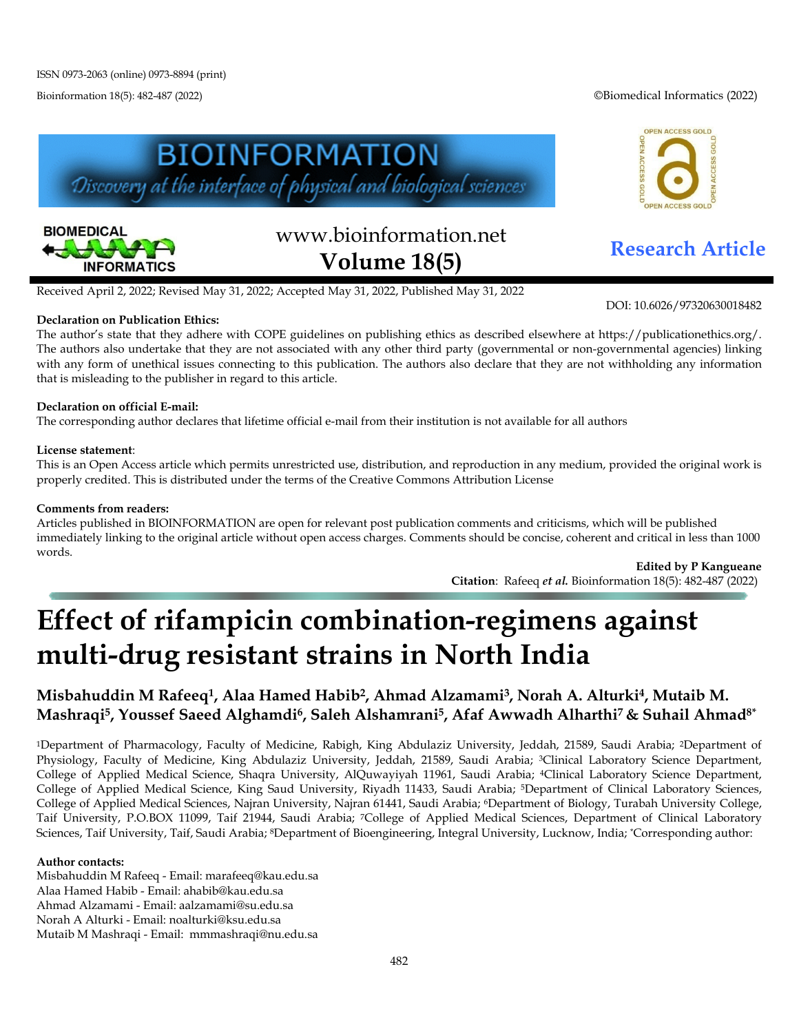ISSN 0973-2063 (online) 0973-8894 (print)

**Research Article**

Received April 2, 2022; Revised May 31, 2022; Accepted May 31, 2022, Published May 31, 2022

DOI: 10.6026/97320630018482

**Declaration on Publication Ethics:**
The author's state that they adhere with COPE guidelines on publishing ethics as described elsewhere at https://publicationethics.org/. The authors also undertake that they are not associated with any other third party (governmental or non-governmental agencies) linking with any form of unethical issues connecting to this publication. The authors also declare that they are not withholding any information that is misleading to the publisher in regard to this article.

**Declaration on official E-mail:**
The corresponding author declares that lifetime official e-mail from their institution is not available for all authors

**License statement**:
This is an Open Access article which permits unrestricted use, distribution, and reproduction in any medium, provided the original work is properly credited. This is distributed under the terms of the Creative Commons Attribution License

**Comments from readers:**
Articles published in BIOINFORMATION are open for relevant post publication comments and criticisms, which will be published immediately linking to the original article without open access charges. Comments should be concise, coherent and critical in less than 1000 words.

**Edited by P Kangueane**
**Citation**: Rafeeq ***et al.*** Bioinformation 18(5): 482-487 (2022)

# Effect of rifampicin combination-regimens against multi-drug resistant strains in North India

## Misbahuddin M Rafeeq[1], Alaa Hamed Habib[2], Ahmad Alzamami[3], Norah A. Alturki[4], Mutaib M. Mashraqi[5], Youssef Saeed Alghamdi[6], Saleh Alshamrani[5], Afaf Awwadh Alharthi[7] & Suhail Ahmad[8*]

[1]Department of Pharmacology, Faculty of Medicine, Rabigh, King Abdulaziz University, Jeddah, 21589, Saudi Arabia; [2]Department of Physiology, Faculty of Medicine, King Abdulaziz University, Jeddah, 21589, Saudi Arabia; [3]Clinical Laboratory Science Department, College of Applied Medical Science, Shaqra University, AlQuwayiyah 11961, Saudi Arabia; [4]Clinical Laboratory Science Department, College of Applied Medical Science, King Saud University, Riyadh 11433, Saudi Arabia; [5]Department of Clinical Laboratory Sciences, College of Applied Medical Sciences, Najran University, Najran 61441, Saudi Arabia; [6]Department of Biology, Turabah University College, Taif University, P.O.BOX 11099, Taif 21944, Saudi Arabia; [7]College of Applied Medical Sciences, Department of Clinical Laboratory Sciences, Taif University, Taif, Saudi Arabia; [8]Department of Bioengineering, Integral University, Lucknow, India; *Corresponding author:

**Author contacts:**
Misbahuddin M Rafeeq - Email: marafeeq@kau.edu.sa
Alaa Hamed Habib - Email: ahabib@kau.edu.sa
Ahmad Alzamami - Email: aalzamami@su.edu.sa
Norah A Alturki - Email: noalturki@ksu.edu.sa
Mutaib M Mashraqi - Email: mmmashraqi@nu.edu.sa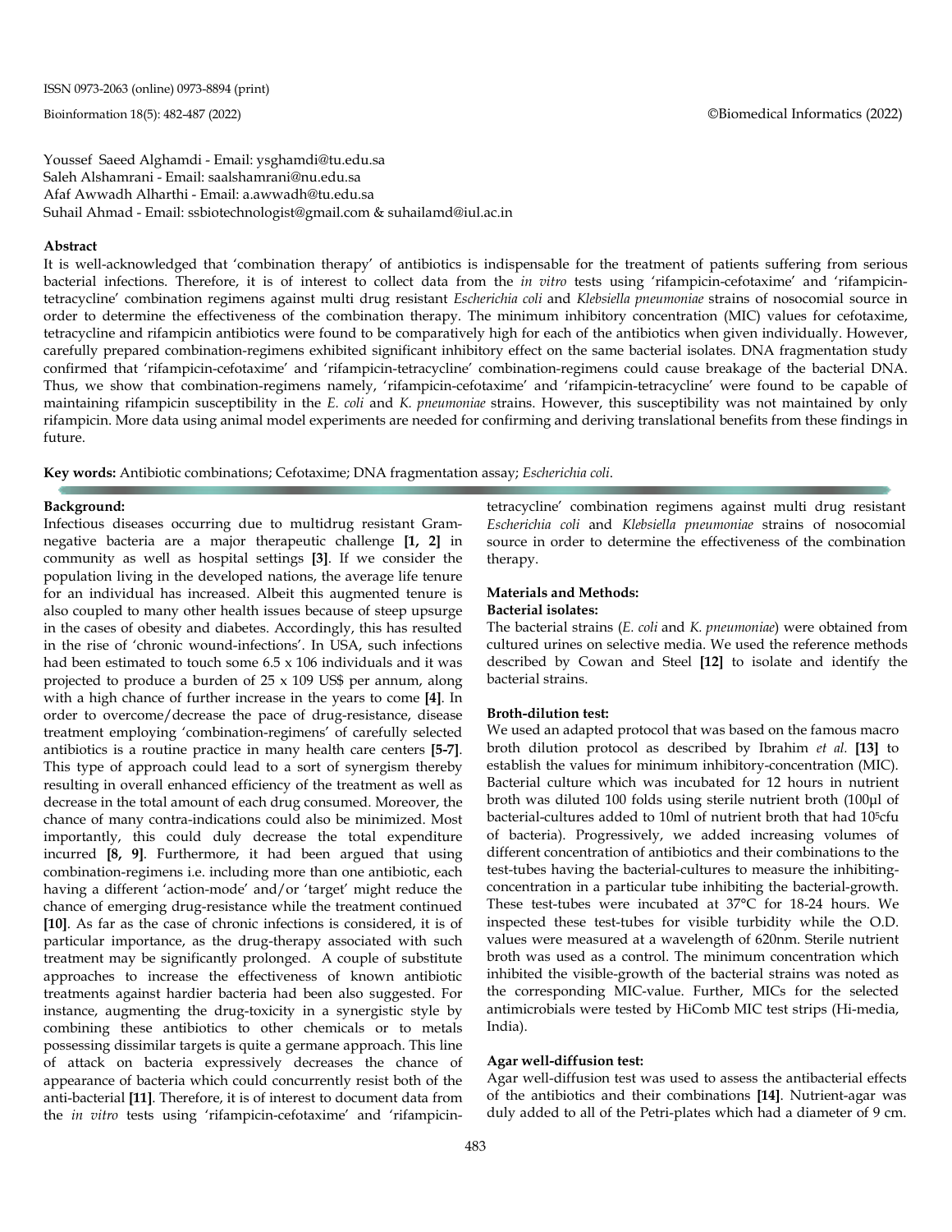Youssef Saeed Alghamdi - Email: ysghamdi@tu.edu.sa
Saleh Alshamrani - Email: saalshamrani@nu.edu.sa
Afaf Awwadh Alharthi - Email: a.awwadh@tu.edu.sa
Suhail Ahmad - Email: ssbiotechnologist@gmail.com & suhailamd@iul.ac.in

### Abstract

It is well-acknowledged that 'combination therapy' of antibiotics is indispensable for the treatment of patients suffering from serious bacterial infections. Therefore, it is of interest to collect data from the *in vitro* tests using 'rifampicin-cefotaxime' and 'rifampicin-tetracycline' combination regimens against multi drug resistant *Escherichia coli* and *Klebsiella pneumoniae* strains of nosocomial source in order to determine the effectiveness of the combination therapy. The minimum inhibitory concentration (MIC) values for cefotaxime, tetracycline and rifampicin antibiotics were found to be comparatively high for each of the antibiotics when given individually. However, carefully prepared combination-regimens exhibited significant inhibitory effect on the same bacterial isolates. DNA fragmentation study confirmed that 'rifampicin-cefotaxime' and 'rifampicin-tetracycline' combination-regimens could cause breakage of the bacterial DNA. Thus, we show that combination-regimens namely, 'rifampicin-cefotaxime' and 'rifampicin-tetracycline' were found to be capable of maintaining rifampicin susceptibility in the *E. coli* and *K. pneumoniae* strains. However, this susceptibility was not maintained by only rifampicin. More data using animal model experiments are needed for confirming and deriving translational benefits from these findings in future.

**Key words:** Antibiotic combinations; Cefotaxime; DNA fragmentation assay; *Escherichia coli*.

### Background:

Infectious diseases occurring due to multidrug resistant Gram-negative bacteria are a major therapeutic challenge **[1, 2]** in community as well as hospital settings **[3]**. If we consider the population living in the developed nations, the average life tenure for an individual has increased. Albeit this augmented tenure is also coupled to many other health issues because of steep upsurge in the cases of obesity and diabetes. Accordingly, this has resulted in the rise of 'chronic wound-infections'. In USA, such infections had been estimated to touch some 6.5 x 106 individuals and it was projected to produce a burden of 25 x 109 US$ per annum, along with a high chance of further increase in the years to come **[4]**. In order to overcome/decrease the pace of drug-resistance, disease treatment employing 'combination-regimens' of carefully selected antibiotics is a routine practice in many health care centers **[5-7]**. This type of approach could lead to a sort of synergism thereby resulting in overall enhanced efficiency of the treatment as well as decrease in the total amount of each drug consumed. Moreover, the chance of many contra-indications could also be minimized. Most importantly, this could duly decrease the total expenditure incurred **[8, 9]**. Furthermore, it had been argued that using combination-regimens i.e. including more than one antibiotic, each having a different 'action-mode' and/or 'target' might reduce the chance of emerging drug-resistance while the treatment continued **[10]**. As far as the case of chronic infections is considered, it is of particular importance, as the drug-therapy associated with such treatment may be significantly prolonged. A couple of substitute approaches to increase the effectiveness of known antibiotic treatments against hardier bacteria had been also suggested. For instance, augmenting the drug-toxicity in a synergistic style by combining these antibiotics to other chemicals or to metals possessing dissimilar targets is quite a germane approach. This line of attack on bacteria expressively decreases the chance of appearance of bacteria which could concurrently resist both of the anti-bacterial **[11]**. Therefore, it is of interest to document data from the *in vitro* tests using 'rifampicin-cefotaxime' and 'rifampicin-tetracycline' combination regimens against multi drug resistant *Escherichia coli* and *Klebsiella pneumoniae* strains of nosocomial source in order to determine the effectiveness of the combination therapy.

### Materials and Methods:

#### Bacterial isolates:

The bacterial strains (*E. coli* and *K. pneumoniae*) were obtained from cultured urines on selective media. We used the reference methods described by Cowan and Steel **[12]** to isolate and identify the bacterial strains.

#### Broth-dilution test:

We used an adapted protocol that was based on the famous macro broth dilution protocol as described by Ibrahim *et al.* **[13]** to establish the values for minimum inhibitory-concentration (MIC). Bacterial culture which was incubated for 12 hours in nutrient broth was diluted 100 folds using sterile nutrient broth (100µl of bacterial-cultures added to 10ml of nutrient broth that had $10^5$cfu of bacteria). Progressively, we added increasing volumes of different concentration of antibiotics and their combinations to the test-tubes having the bacterial-cultures to measure the inhibiting-concentration in a particular tube inhibiting the bacterial-growth. These test-tubes were incubated at 37°C for 18-24 hours. We inspected these test-tubes for visible turbidity while the O.D. values were measured at a wavelength of 620nm. Sterile nutrient broth was used as a control. The minimum concentration which inhibited the visible-growth of the bacterial strains was noted as the corresponding MIC-value. Further, MICs for the selected antimicrobials were tested by HiComb MIC test strips (Hi-media, India).

#### Agar well-diffusion test:

Agar well-diffusion test was used to assess the antibacterial effects of the antibiotics and their combinations **[14]**. Nutrient-agar was duly added to all of the Petri-plates which had a diameter of 9 cm.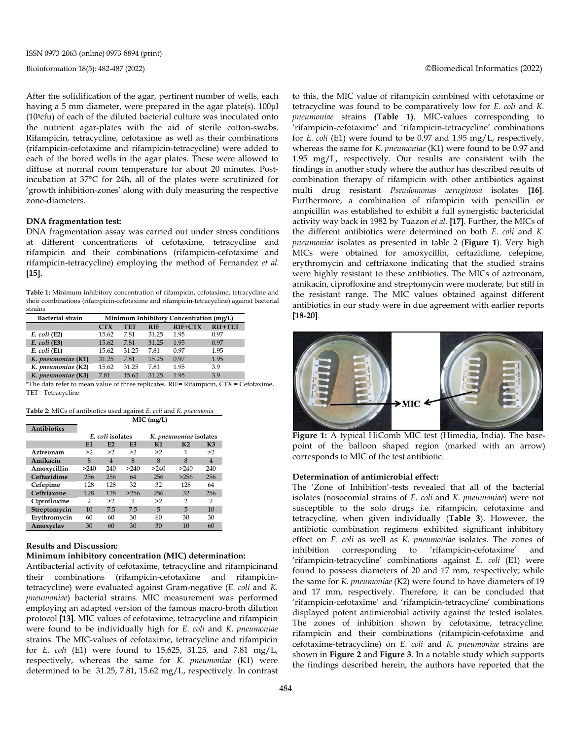After the solidification of the agar, pertinent number of wells, each having a 5 mm diameter, were prepared in the agar plate(s). 100µl ($10^5$cfu) of each of the diluted bacterial culture was inoculated onto the nutrient agar-plates with the aid of sterile cotton-swabs. Rifampicin, tetracycline, cefotaxime as well as their combinations (rifampicin-cefotaxime and rifampicin-tetracycline) were added to each of the bored wells in the agar plates. These were allowed to diffuse at normal room temperature for about 20 minutes. Post-incubation at 37°C for 24h, all of the plates were scrutinized for 'growth inhibition-zones' along with duly measuring the respective zone-diameters.

### DNA fragmentation test:

DNA fragmentation assay was carried out under stress conditions at different concentrations of cefotaxime, tetracycline and rifampicin and their combinations (rifampicin-cefotaxime and rifampicin-tetracycline) employing the method of Fernandez *et al.* **[15]**.

**Table 1:** Minimum inhibitory concentration of rifampicin, cefotaxime, tetracycline and their combinations (rifampicin-cefotaxime and rifampicin-tetracycline) against bacterial strains

| Bacterial strain | Minimum Inhibitory Concentration (mg/L) | | | | |
|---|---|---|---|---|---|
| | CTX | TET | RIF | RIF+CTX | RIF+TET |
| *E. coli* (E2) | 15.62 | 7.81 | 31.25 | 1.95 | 0.97 |
| *E. coli* (E3) | 15.62 | 7.81 | 31.25 | 1.95 | 0.97 |
| *E. coli* (E1) | 15.62 | 31.25 | 7.81 | 0.97 | 1.95 |
| *K. pneumoniae* (K1) | 31.25 | 7.81 | 15.25 | 0.97 | 1.95 |
| *K. pneumoniae* (K2) | 15.62 | 31.25 | 7.81 | 1.95 | 3.9 |
| *K. pneumoniae* (K3) | 7.81 | 15.62 | 31.25 | 1.95 | 3.9 |

*The data refer to mean value of three replicates. RIF= Rifampicin, CTX = Cefotaxime, TET= Tetracycline

**Table 2:** MICs of antibiotics used against *E. coli* and *K. pneumonia*

| Antibiotics | MIC (mg/L) | | | | | |
|---|---|---|---|---|---|---|
| | *E. coli* isolates | | | *K. pneumoniae* isolates | | |
| | E1 | E2 | E3 | K1 | K2 | K3 |
| Aztreonam | >2 | >2 | >2 | >2 | 1 | >2 |
| Amikacin | 8 | 4 | 8 | 8 | 8 | 4 |
| Amoxycillin | >240 | 240 | >240 | >240 | >240 | 240 |
| Ceftazidime | 256 | 256 | 64 | 256 | >256 | 256 |
| Cefepime | 128 | 128 | 32 | 32 | 128 | 64 |
| Ceftriaxone | 128 | 128 | >256 | 256 | 32 | 256 |
| Ciprofloxine | 2 | >2 | 1 | >2 | 2 | 2 |
| Streptomycin | 10 | 7.5 | 7.5 | 5 | 5 | 10 |
| Erythromycin | 60 | 60 | 30 | 60 | 30 | 30 |
| Amoxyclav | 30 | 60 | 30 | 30 | 10 | 60 |

## Results and Discussion:

### Minimum inhibitory concentration (MIC) determination:

Antibacterial activity of cefotaxime, tetracycline and rifampicinand their combinations (rifampicin-cefotaxime and rifampicin-tetracycline) were evaluated against Gram-negative (*E. coli* and *K. pneumoniae*) bacterial strains. MIC measurement was performed employing an adapted version of the famous macro-broth dilution protocol **[13]**. MIC values of cefotaxime, tetracycline and rifampicin were found to be individually high for *E. coli* and *K. pneumoniae* strains. The MIC-values of cefotaxime, tetracycline and rifampicin for *E. coli* (E1) were found to 15.625, 31.25, and 7.81 mg/L, respectively, whereas the same for *K. pneumoniae* (K1) were determined to be 31.25, 7.81, 15.62 mg/L, respectively. In contrast to this, the MIC value of rifampicin combined with cefotaxime or tetracycline was found to be comparatively low for *E. coli* and *K. pneumoniae* strains **(Table 1)**. MIC-values corresponding to 'rifampicin-cefotaxime' and 'rifampicin-tetracycline' combinations for *E. coli* (E1) were found to be 0.97 and 1.95 mg/L, respectively, whereas the same for *K. pneumoniae* (K1) were found to be 0.97 and 1.95 mg/L, respectively. Our results are consistent with the findings in another study where the author has described results of combination therapy of rifampicin with other antibiotics against multi drug resistant *Pseudomonas aeruginosa* isolates **[16]**. Furthermore, a combination of rifampicin with penicillin or ampicillin was established to exhibit a full synergistic bactericidal activity way back in 1982 by Tuazon *et al.* **[17]**. Further, the MICs of the different antibiotics were determined on both *E. coli* and *K. pneumoniae* isolates as presented in table 2 (**Figure 1**). Very high MICs were obtained for amoxycillin, ceftazidime, cefepime, erythromycin and ceftriaxone indicating that the studied strains were highly resistant to these antibiotics. The MICs of aztreonam, amikacin, ciprofloxine and streptomycin were moderate, but still in the resistant range. The MIC values obtained against different antibiotics in our study were in due agreement with earlier reports **[18-20]**.

**Figure 1:** A typical HiComb MIC test (Himedia, India). The base-point of the balloon shaped region (marked with an arrow) corresponds to MIC of the test antibiotic.

### Determination of antimicrobial effect:

The 'Zone of Inhibition'-tests revealed that all of the bacterial isolates (nosocomial strains of *E. coli* and *K. pneumoniae*) were not susceptible to the solo drugs i.e. rifampicin, cefotaxime and tetracycline, when given individually (**Table 3**). However, the antibiotic combination regimens exhibited significant inhibitory effect on *E. coli* as well as *K. pneumoniae* isolates. The zones of inhibition corresponding to 'rifampicin-cefotaxime' and 'rifampicin-tetracycline' combinations against *E. coli* (E1) were found to possess diameters of 20 and 17 mm, respectively; while the same for *K. pneumoniae* (K2) were found to have diameters of 19 and 17 mm, respectively. Therefore, it can be concluded that 'rifampicin-cefotaxime' and 'rifampicin-tetracycline' combinations displayed potent antimicrobial activity against the tested isolates. The zones of inhibition shown by cefotaxime, tetracycline, rifampicin and their combinations (rifampicin-cefotaxime and cefotaxime-tetracycline) on *E. coli* and *K. pneumoniae* strains are shown in **Figure 2** and **Figure 3**. In a notable study which supports the findings described herein, the authors have reported that the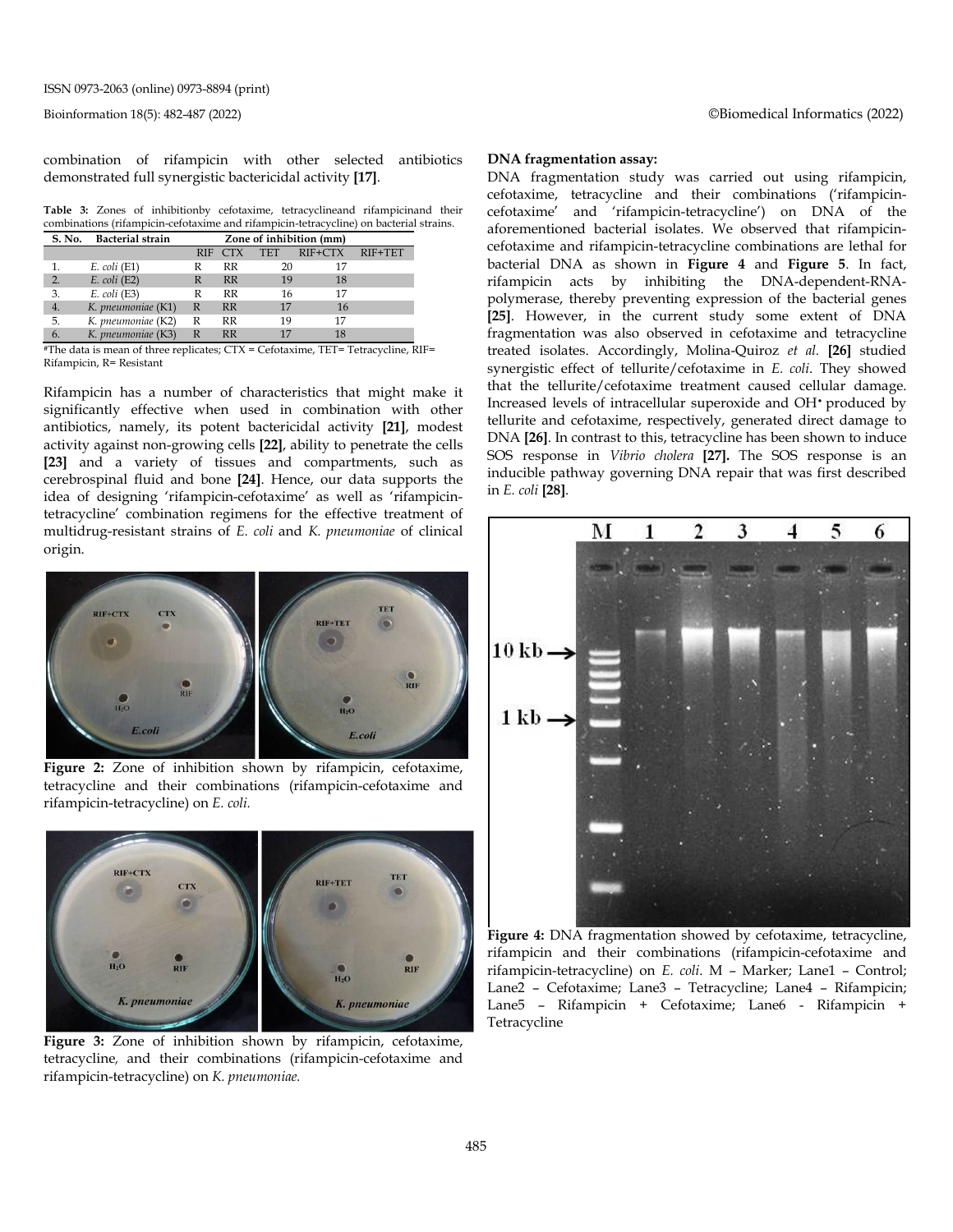combination of rifampicin with other selected antibiotics demonstrated full synergistic bactericidal activity **[17]**.

**Table 3:** Zones of inhibitionby cefotaxime, tetracyclineand rifampicinand their combinations (rifampicin-cefotaxime and rifampicin-tetracycline) on bacterial strains.

| S. No. | Bacterial strain | Zone of inhibition (mm) | | | | |
|---|---|---|---|---|---|---|
| | | RIF | CTX | TET | RIF+CTX | RIF+TET |
| 1. | *E. coli* (E1) | R | RR | 20 | 17 | |
| 2. | *E. coli* (E2) | R | RR | 19 | 18 | |
| 3. | *E. coli* (E3) | R | RR | 16 | 17 | |
| 4. | *K. pneumoniae* (K1) | R | RR | 17 | 16 | |
| 5. | *K. pneumoniae* (K2) | R | RR | 19 | 17 | |
| 6. | *K. pneumoniae* (K3) | R | RR | 17 | 18 | |

#The data is mean of three replicates; CTX = Cefotaxime, TET= Tetracycline, RIF= Rifampicin, R= Resistant

Rifampicin has a number of characteristics that might make it significantly effective when used in combination with other antibiotics, namely, its potent bactericidal activity **[21]**, modest activity against non-growing cells **[22]**, ability to penetrate the cells **[23]** and a variety of tissues and compartments, such as cerebrospinal fluid and bone **[24]**. Hence, our data supports the idea of designing 'rifampicin-cefotaxime' as well as 'rifampicin-tetracycline' combination regimens for the effective treatment of multidrug-resistant strains of *E. coli* and *K. pneumoniae* of clinical origin.

**Figure 2:** Zone of inhibition shown by rifampicin, cefotaxime, tetracycline and their combinations (rifampicin-cefotaxime and rifampicin-tetracycline) on *E. coli.*

**Figure 3:** Zone of inhibition shown by rifampicin, cefotaxime, tetracycline, and their combinations (rifampicin-cefotaxime and rifampicin-tetracycline) on *K. pneumoniae.*

**DNA fragmentation assay:**

DNA fragmentation study was carried out using rifampicin, cefotaxime, tetracycline and their combinations ('rifampicin-cefotaxime' and 'rifampicin-tetracycline') on DNA of the aforementioned bacterial isolates. We observed that rifampicin-cefotaxime and rifampicin-tetracycline combinations are lethal for bacterial DNA as shown in **Figure 4** and **Figure 5**. In fact, rifampicin acts by inhibiting the DNA-dependent-RNA-polymerase, thereby preventing expression of the bacterial genes **[25]**. However, in the current study some extent of DNA fragmentation was also observed in cefotaxime and tetracycline treated isolates. Accordingly, Molina-Quiroz *et al*. **[26]** studied synergistic effect of tellurite/cefotaxime in *E. coli*. They showed that the tellurite/cefotaxime treatment caused cellular damage. Increased levels of intracellular superoxide and OH• produced by tellurite and cefotaxime, respectively, generated direct damage to DNA **[26]**. In contrast to this, tetracycline has been shown to induce SOS response in *Vibrio cholera* **[27].** The SOS response is an inducible pathway governing DNA repair that was first described in *E. coli* **[28]**.

**Figure 4:** DNA fragmentation showed by cefotaxime, tetracycline, rifampicin and their combinations (rifampicin-cefotaxime and rifampicin-tetracycline) on *E. coli*. M – Marker; Lane1 – Control; Lane2 – Cefotaxime; Lane3 – Tetracycline; Lane4 – Rifampicin; Lane5 – Rifampicin + Cefotaxime; Lane6 - Rifampicin + Tetracycline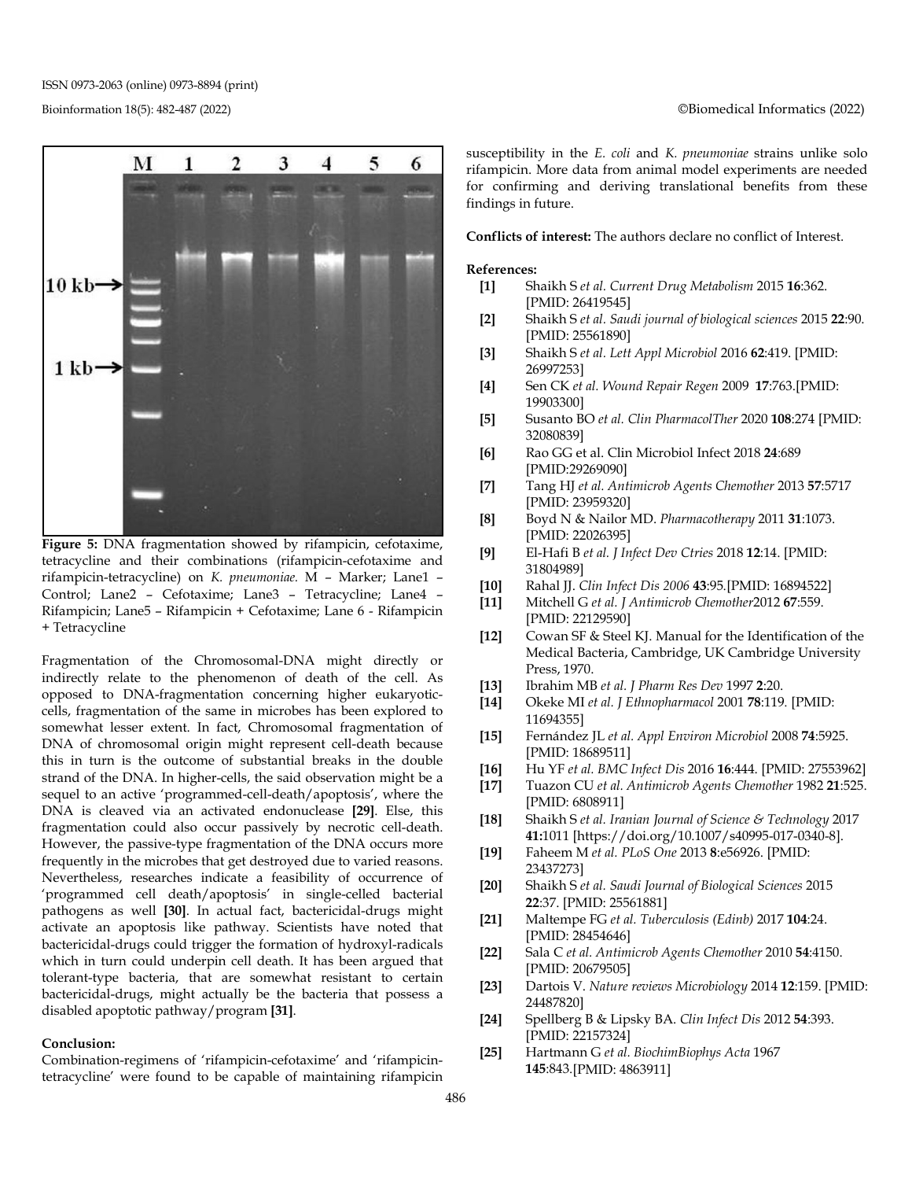Figure 5: DNA fragmentation showed by rifampicin, cefotaxime, tetracycline and their combinations (rifampicin-cefotaxime and rifampicin-tetracycline) on *K. pneumoniae.* M – Marker; Lane1 – Control; Lane2 – Cefotaxime; Lane3 – Tetracycline; Lane4 – Rifampicin; Lane5 – Rifampicin + Cefotaxime; Lane 6 - Rifampicin + Tetracycline

Fragmentation of the Chromosomal-DNA might directly or indirectly relate to the phenomenon of death of the cell. As opposed to DNA-fragmentation concerning higher eukaryotic-cells, fragmentation of the same in microbes has been explored to somewhat lesser extent. In fact, Chromosomal fragmentation of DNA of chromosomal origin might represent cell-death because this in turn is the outcome of substantial breaks in the double strand of the DNA. In higher-cells, the said observation might be a sequel to an active 'programmed-cell-death/apoptosis', where the DNA is cleaved via an activated endonuclease **[29]**. Else, this fragmentation could also occur passively by necrotic cell-death. However, the passive-type fragmentation of the DNA occurs more frequently in the microbes that get destroyed due to varied reasons. Nevertheless, researches indicate a feasibility of occurrence of 'programmed cell death/apoptosis' in single-celled bacterial pathogens as well **[30]**. In actual fact, bactericidal-drugs might activate an apoptosis like pathway. Scientists have noted that bactericidal-drugs could trigger the formation of hydroxyl-radicals which in turn could underpin cell death. It has been argued that tolerant-type bacteria, that are somewhat resistant to certain bactericidal-drugs, might actually be the bacteria that possess a disabled apoptotic pathway/program **[31]**.

**Conclusion:**

Combination-regimens of 'rifampicin-cefotaxime' and 'rifampicin-tetracycline' were found to be capable of maintaining rifampicin susceptibility in the *E. coli* and *K. pneumoniae* strains unlike solo rifampicin. More data from animal model experiments are needed for confirming and deriving translational benefits from these findings in future.

**Conflicts of interest:** The authors declare no conflict of Interest.

**References:**

- **[1]** Shaikh S *et al. Current Drug Metabolism* 2015 **16**:362. [PMID: 26419545]
- **[2]** Shaikh S *et al. Saudi journal of biological sciences* 2015 **22**:90. [PMID: 25561890]
- **[3]** Shaikh S *et al. Lett Appl Microbiol* 2016 **62**:419. [PMID: 26997253]
- **[4]** Sen CK *et al. Wound Repair Regen* 2009 **17**:763.[PMID: 19903300]
- **[5]** Susanto BO *et al. Clin PharmacolTher* 2020 **108**:274 [PMID: 32080839]
- **[6]** Rao GG et al. Clin Microbiol Infect 2018 **24**:689 [PMID:29269090]
- **[7]** Tang HJ *et al. Antimicrob Agents Chemother* 2013 **57**:5717 [PMID: 23959320]
- **[8]** Boyd N & Nailor MD. *Pharmacotherapy* 2011 **31**:1073. [PMID: 22026395]
- **[9]** El-Hafi B *et al. J Infect Dev Ctries* 2018 **12**:14. [PMID: 31804989]
- **[10]** Rahal JJ. *Clin Infect Dis 2006* **43**:95.[PMID: 16894522]
- **[11]** Mitchell G *et al. J Antimicrob Chemother*2012 **67**:559. [PMID: 22129590]
- **[12]** Cowan SF & Steel KJ. Manual for the Identification of the Medical Bacteria, Cambridge, UK Cambridge University Press, 1970.
- **[13]** Ibrahim MB *et al. J Pharm Res Dev* 1997 **2**:20.
- **[14]** Okeke MI *et al. J Ethnopharmacol* 2001 **78**:119. [PMID: 11694355]
- **[15]** Fernández JL *et al. Appl Environ Microbiol* 2008 **74**:5925. [PMID: 18689511]
- **[16]** Hu YF *et al. BMC Infect Dis* 2016 **16**:444. [PMID: 27553962]
- **[17]** Tuazon CU *et al. Antimicrob Agents Chemother* 1982 **21**:525. [PMID: 6808911]
- **[18]** Shaikh S *et al. Iranian Journal of Science & Technology* 2017 **41:**1011 [https://doi.org/10.1007/s40995-017-0340-8].
- **[19]** Faheem M *et al. PLoS One* 2013 **8**:e56926. [PMID: 23437273]
- **[20]** Shaikh S *et al. Saudi Journal of Biological Sciences* 2015 **22**:37. [PMID: 25561881]
- **[21]** Maltempe FG *et al. Tuberculosis (Edinb)* 2017 **104**:24. [PMID: 28454646]
- **[22]** Sala C *et al. Antimicrob Agents Chemother* 2010 **54**:4150. [PMID: 20679505]
- **[23]** Dartois V. *Nature reviews Microbiology* 2014 **12**:159. [PMID: 24487820]
- **[24]** Spellberg B & Lipsky BA. *Clin Infect Dis* 2012 **54**:393. [PMID: 22157324]
- **[25]** Hartmann G *et al. BiochimBiophys Acta* 1967 **145**:843.[PMID: 4863911]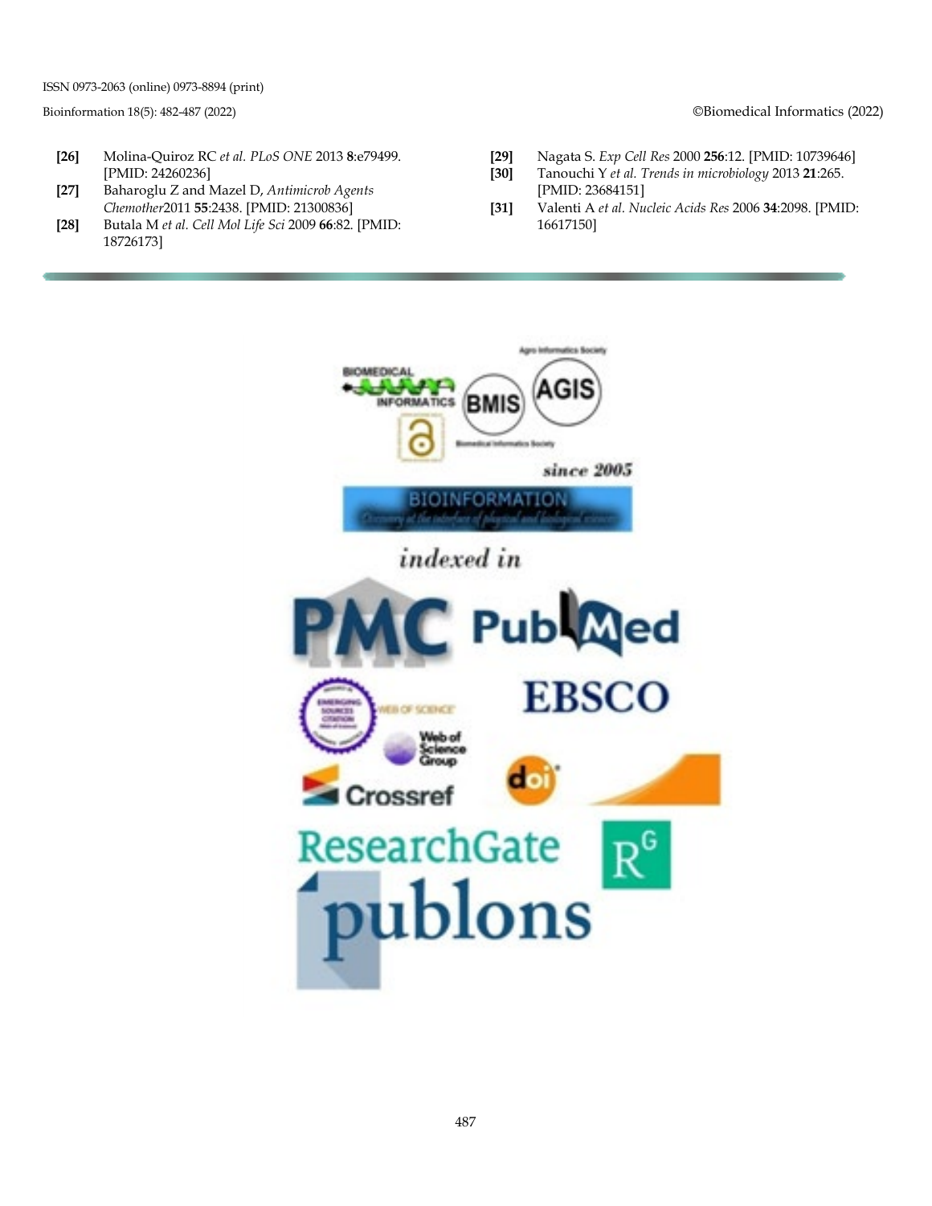[26] Molina-Quiroz RC *et al. PLoS ONE* 2013 **8**:e79499. [PMID: 24260236]

[27] Baharoglu Z and Mazel D, *Antimicrob Agents Chemother*2011 **55**:2438. [PMID: 21300836]

[28] Butala M *et al. Cell Mol Life Sci* 2009 **66**:82. [PMID: 18726173]

[29] Nagata S. *Exp Cell Res* 2000 **256**:12. [PMID: 10739646]

[30] Tanouchi Y *et al. Trends in microbiology* 2013 **21**:265. [PMID: 23684151]

[31] Valenti A *et al. Nucleic Acids Res* 2006 **34**:2098. [PMID: 16617150]